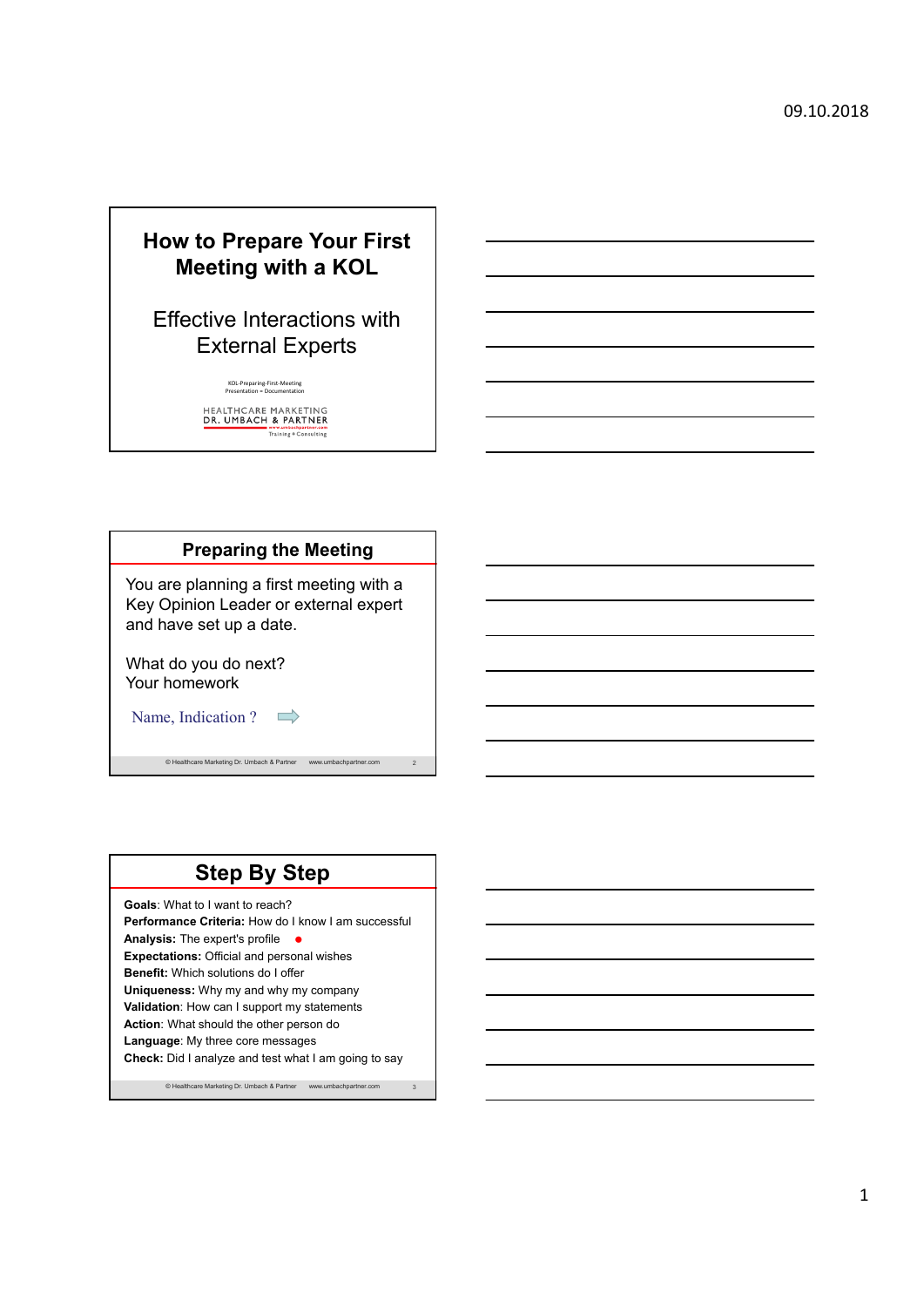# How to Prepare Your First Meeting with a KOL

## Effective Interactions with External Experts

KOL-Preparing-First-Meeting
Presentation = Documentation

HEALTHCARE MARKETING
DR. UMBACH & PARTNER
Training • Consulting

## Preparing the Meeting

You are planning a first meeting with a Key Opinion Leader or external expert and have set up a date.

What do you do next?
Your homework

Name, Indication ?

## Step By Step

**Goals**: What to I want to reach?
**Performance Criteria:** How do I know I am successful
**Analysis:** The expert's profile
**Expectations:** Official and personal wishes
**Benefit:** Which solutions do I offer
**Uniqueness:** Why my and why my company
**Validation**: How can I support my statements
**Action**: What should the other person do
**Language**: My three core messages
**Check:** Did I analyze and test what I am going to say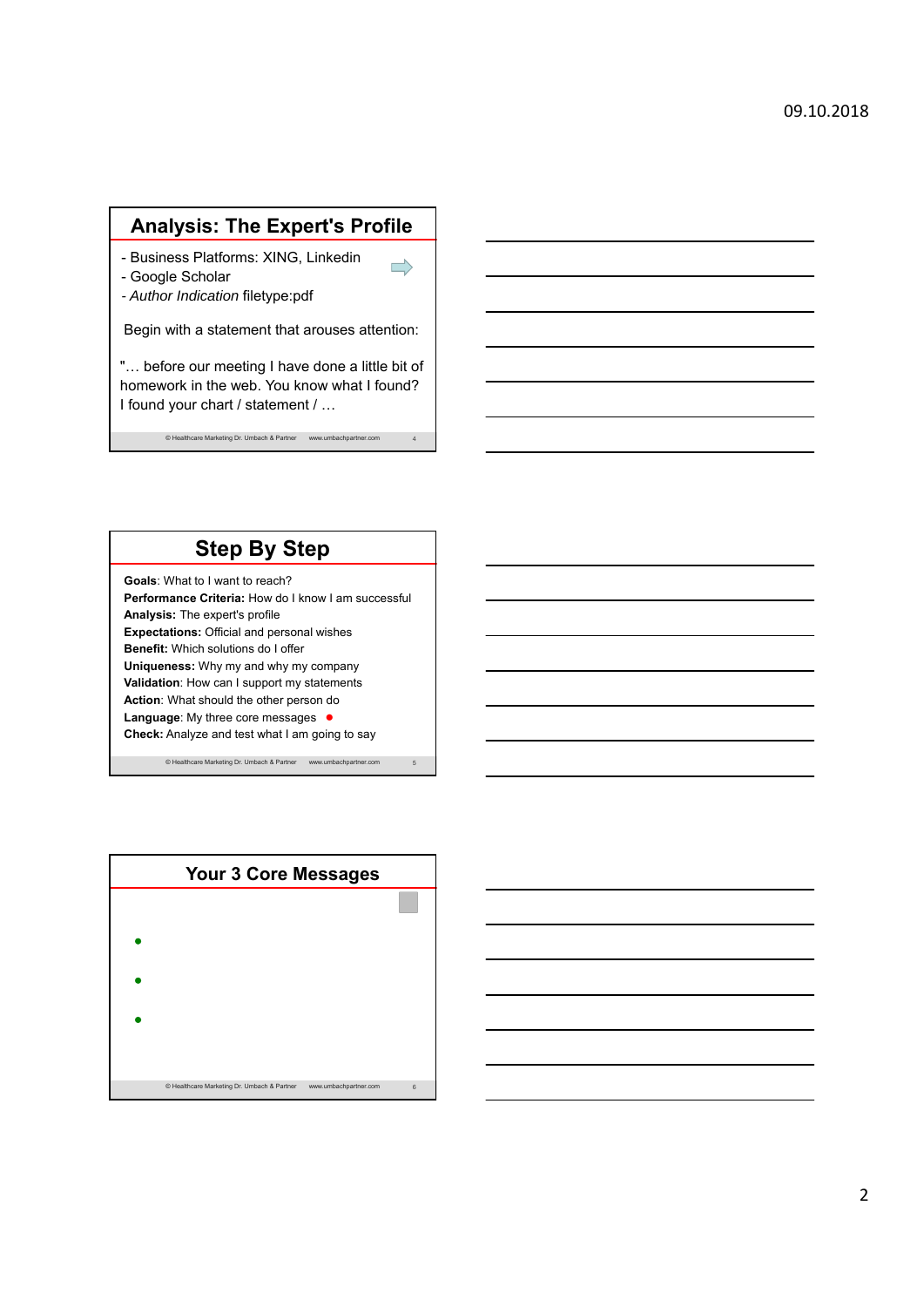## Analysis: The Expert's Profile

- Business Platforms: XING, Linkedin
- Google Scholar
- *Author Indication* filetype:pdf

Begin with a statement that arouses attention:

"… before our meeting I have done a little bit of homework in the web. You know what I found? I found your chart / statement / …

© Healthcare Marketing Dr. Umbach & Partner www.umbachpartner.com

## Step By Step

**Goals**: What to I want to reach?
**Performance Criteria:** How do I know I am successful
**Analysis:** The expert's profile
**Expectations:** Official and personal wishes
**Benefit:** Which solutions do I offer
**Uniqueness:** Why my and why my company
**Validation**: How can I support my statements
**Action**: What should the other person do
**Language**: My three core messages ●
**Check:** Analyze and test what I am going to say

© Healthcare Marketing Dr. Umbach & Partner www.umbachpartner.com

## Your 3 Core Messages

- 
- 
- 

© Healthcare Marketing Dr. Umbach & Partner www.umbachpartner.com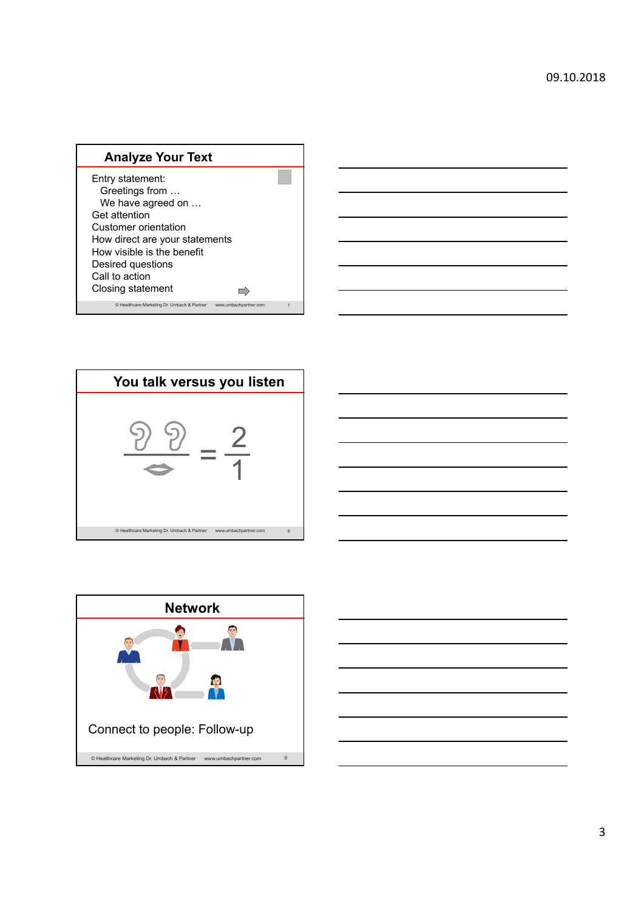## Analyze Your Text

Entry statement:
- Greetings from …
- We have agreed on …

Get attention
Customer orientation
How direct are your statements
How visible is the benefit
Desired questions
Call to action
Closing statement

## You talk versus you listen

$$= \frac{2}{1}$$

## Network

Connect to people: Follow-up